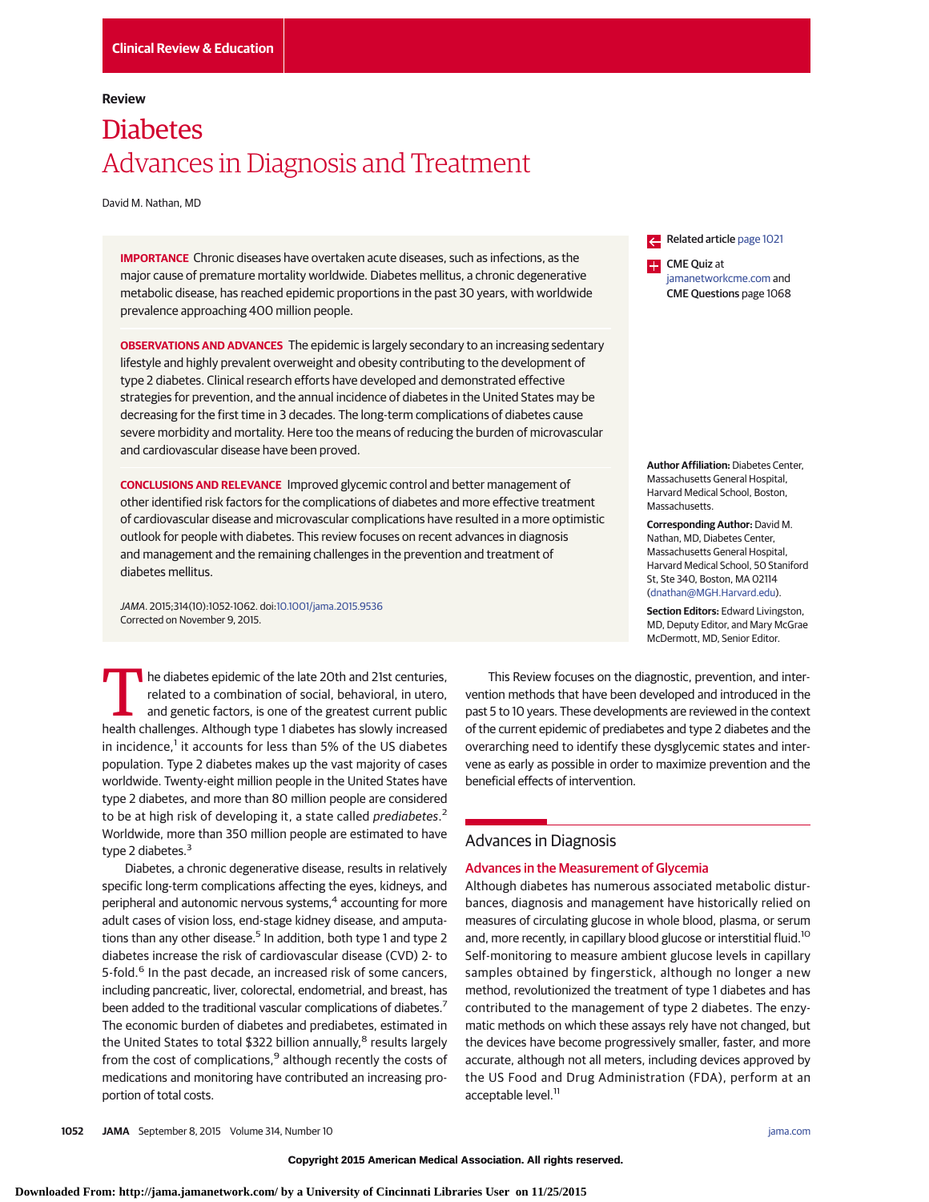Clinical Review & Education

Review

# Diabetes
## Advances in Diagnosis and Treatment

David M. Nathan, MD

**IMPORTANCE** Chronic diseases have overtaken acute diseases, such as infections, as the major cause of premature mortality worldwide. Diabetes mellitus, a chronic degenerative metabolic disease, has reached epidemic proportions in the past 30 years, with worldwide prevalence approaching 400 million people.

**OBSERVATIONS AND ADVANCES** The epidemic is largely secondary to an increasing sedentary lifestyle and highly prevalent overweight and obesity contributing to the development of type 2 diabetes. Clinical research efforts have developed and demonstrated effective strategies for prevention, and the annual incidence of diabetes in the United States may be decreasing for the first time in 3 decades. The long-term complications of diabetes cause severe morbidity and mortality. Here too the means of reducing the burden of microvascular and cardiovascular disease have been proved.

**CONCLUSIONS AND RELEVANCE** Improved glycemic control and better management of other identified risk factors for the complications of diabetes and more effective treatment of cardiovascular disease and microvascular complications have resulted in a more optimistic outlook for people with diabetes. This review focuses on recent advances in diagnosis and management and the remaining challenges in the prevention and treatment of diabetes mellitus.

*JAMA*. 2015;314(10):1052-1062. doi:10.1001/jama.2015.9536
Corrected on November 9, 2015.

Related article page 1021

CME Quiz at jamanetworkcme.com and CME Questions page 1068

**Author Affiliation:** Diabetes Center, Massachusetts General Hospital, Harvard Medical School, Boston, Massachusetts.

**Corresponding Author:** David M. Nathan, MD, Diabetes Center, Massachusetts General Hospital, Harvard Medical School, 50 Staniford St, Ste 340, Boston, MA 02114 (dnathan@MGH.Harvard.edu).

**Section Editors:** Edward Livingston, MD, Deputy Editor, and Mary McGrae McDermott, MD, Senior Editor.

The diabetes epidemic of the late 20th and 21st centuries, related to a combination of social, behavioral, in utero, and genetic factors, is one of the greatest current public health challenges. Although type 1 diabetes has slowly increased in incidence,[1] it accounts for less than 5% of the US diabetes population. Type 2 diabetes makes up the vast majority of cases worldwide. Twenty-eight million people in the United States have type 2 diabetes, and more than 80 million people are considered to be at high risk of developing it, a state called *prediabetes*.[2] Worldwide, more than 350 million people are estimated to have type 2 diabetes.[3]

Diabetes, a chronic degenerative disease, results in relatively specific long-term complications affecting the eyes, kidneys, and peripheral and autonomic nervous systems,[4] accounting for more adult cases of vision loss, end-stage kidney disease, and amputations than any other disease.[5] In addition, both type 1 and type 2 diabetes increase the risk of cardiovascular disease (CVD) 2- to 5-fold.[6] In the past decade, an increased risk of some cancers, including pancreatic, liver, colorectal, endometrial, and breast, has been added to the traditional vascular complications of diabetes.[7] The economic burden of diabetes and prediabetes, estimated in the United States to total $322 billion annually,[8] results largely from the cost of complications,[9] although recently the costs of medications and monitoring have contributed an increasing proportion of total costs.

This Review focuses on the diagnostic, prevention, and intervention methods that have been developed and introduced in the past 5 to 10 years. These developments are reviewed in the context of the current epidemic of prediabetes and type 2 diabetes and the overarching need to identify these dysglycemic states and intervene as early as possible in order to maximize prevention and the beneficial effects of intervention.

## Advances in Diagnosis

### Advances in the Measurement of Glycemia

Although diabetes has numerous associated metabolic disturbances, diagnosis and management have historically relied on measures of circulating glucose in whole blood, plasma, or serum and, more recently, in capillary blood glucose or interstitial fluid.[10] Self-monitoring to measure ambient glucose levels in capillary samples obtained by fingerstick, although no longer a new method, revolutionized the treatment of type 1 diabetes and has contributed to the management of type 2 diabetes. The enzymatic methods on which these assays rely have not changed, but the devices have become progressively smaller, faster, and more accurate, although not all meters, including devices approved by the US Food and Drug Administration (FDA), perform at an acceptable level.[11]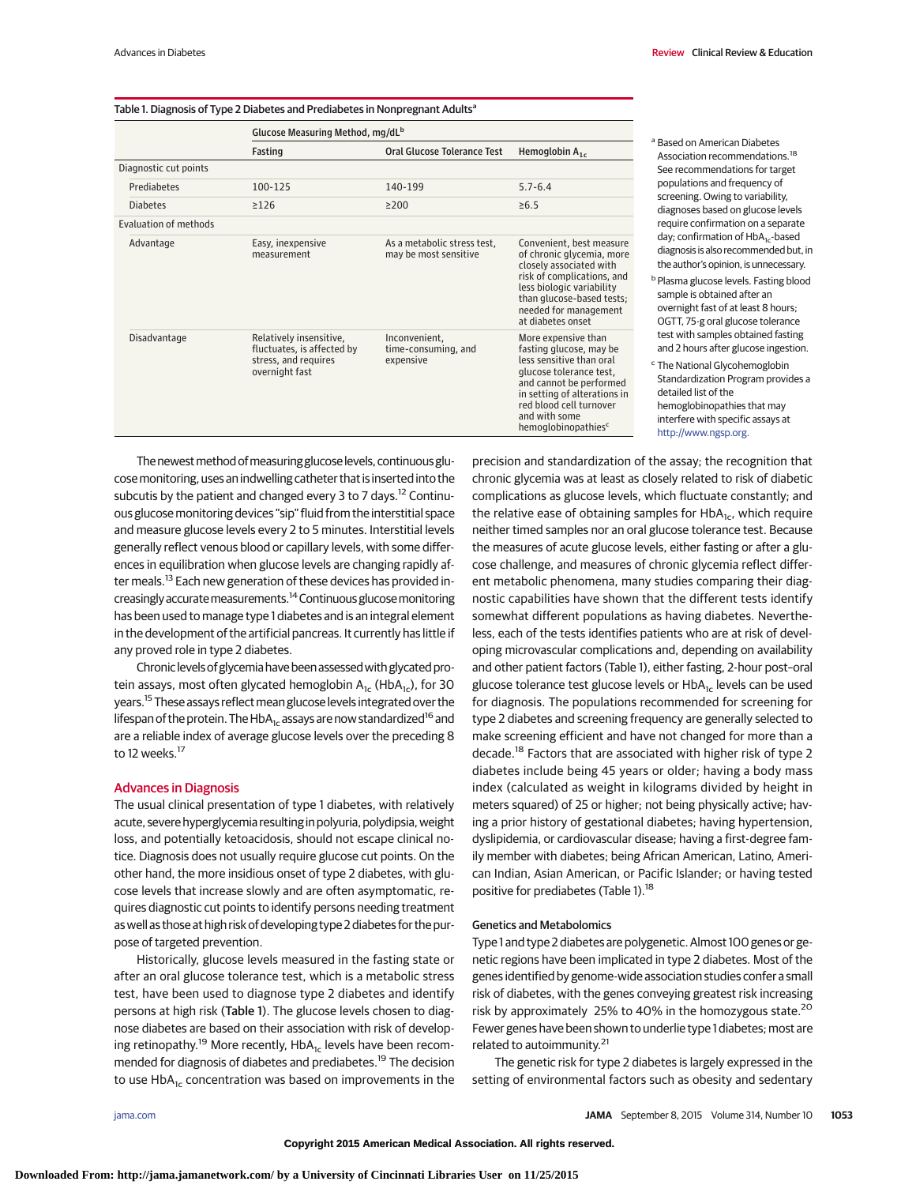Table 1. Diagnosis of Type 2 Diabetes and Prediabetes in Nonpregnant Adults[a]

| | Glucose Measuring Method, mg/dL[b] | | |
|---|---|---|---|
| | Fasting | Oral Glucose Tolerance Test | Hemoglobin $A_{1c}$ |
| Diagnostic cut points | | | |
| Prediabetes | 100-125 | 140-199 | 5.7-6.4 |
| Diabetes | ≥126 | ≥200 | ≥6.5 |
| Evaluation of methods | | | |
| Advantage | Easy, inexpensive measurement | As a metabolic stress test, may be most sensitive | Convenient, best measure of chronic glycemia, more closely associated with risk of complications, and less biologic variability than glucose-based tests; needed for management at diabetes onset |
| Disadvantage | Relatively insensitive, fluctuates, is affected by stress, and requires overnight fast | Inconvenient, time-consuming, and expensive | More expensive than fasting glucose, may be less sensitive than oral glucose tolerance test, and cannot be performed in setting of alterations in red blood cell turnover and with some hemoglobinopathies[c] |

[a] Based on American Diabetes Association recommendations.[18] See recommendations for target populations and frequency of screening. Owing to variability, diagnoses based on glucose levels require confirmation on a separate day; confirmation of $HbA_{1c}$-based diagnosis is also recommended but, in the author's opinion, is unnecessary.

[b] Plasma glucose levels. Fasting blood sample is obtained after an overnight fast of at least 8 hours; OGTT, 75-g oral glucose tolerance test with samples obtained fasting and 2 hours after glucose ingestion.

[c] The National Glycohemoglobin Standardization Program provides a detailed list of the hemoglobinopathies that may interfere with specific assays at http://www.ngsp.org.

The newest method of measuring glucose levels, continuous glucose monitoring, uses an indwelling catheter that is inserted into the subcutis by the patient and changed every 3 to 7 days.[12] Continuous glucose monitoring devices "sip" fluid from the interstitial space and measure glucose levels every 2 to 5 minutes. Interstitial levels generally reflect venous blood or capillary levels, with some differences in equilibration when glucose levels are changing rapidly after meals.[13] Each new generation of these devices has provided increasingly accurate measurements.[14] Continuous glucose monitoring has been used to manage type 1 diabetes and is an integral element in the development of the artificial pancreas. It currently has little if any proved role in type 2 diabetes.

Chronic levels of glycemia have been assessed with glycated protein assays, most often glycated hemoglobin $A_{1c}$ ($HbA_{1c}$), for 30 years.[15] These assays reflect mean glucose levels integrated over the lifespan of the protein. The $HbA_{1c}$ assays are now standardized[16] and are a reliable index of average glucose levels over the preceding 8 to 12 weeks.[17]

## Advances in Diagnosis

The usual clinical presentation of type 1 diabetes, with relatively acute, severe hyperglycemia resulting in polyuria, polydipsia, weight loss, and potentially ketoacidosis, should not escape clinical notice. Diagnosis does not usually require glucose cut points. On the other hand, the more insidious onset of type 2 diabetes, with glucose levels that increase slowly and are often asymptomatic, requires diagnostic cut points to identify persons needing treatment as well as those at high risk of developing type 2 diabetes for the purpose of targeted prevention.

Historically, glucose levels measured in the fasting state or after an oral glucose tolerance test, which is a metabolic stress test, have been used to diagnose type 2 diabetes and identify persons at high risk (Table 1). The glucose levels chosen to diagnose diabetes are based on their association with risk of developing retinopathy.[19] More recently, $HbA_{1c}$ levels have been recommended for diagnosis of diabetes and prediabetes.[19] The decision to use $HbA_{1c}$ concentration was based on improvements in the precision and standardization of the assay; the recognition that chronic glycemia was at least as closely related to risk of diabetic complications as glucose levels, which fluctuate constantly; and the relative ease of obtaining samples for $HbA_{1c}$, which require neither timed samples nor an oral glucose tolerance test. Because the measures of acute glucose levels, either fasting or after a glucose challenge, and measures of chronic glycemia reflect different metabolic phenomena, many studies comparing their diagnostic capabilities have shown that the different tests identify somewhat different populations as having diabetes. Nevertheless, each of the tests identifies patients who are at risk of developing microvascular complications and, depending on availability and other patient factors (Table 1), either fasting, 2-hour post–oral glucose tolerance test glucose levels or $HbA_{1c}$ levels can be used for diagnosis. The populations recommended for screening for type 2 diabetes and screening frequency are generally selected to make screening efficient and have not changed for more than a decade.[18] Factors that are associated with higher risk of type 2 diabetes include being 45 years or older; having a body mass index (calculated as weight in kilograms divided by height in meters squared) of 25 or higher; not being physically active; having a prior history of gestational diabetes; having hypertension, dyslipidemia, or cardiovascular disease; having a first-degree family member with diabetes; being African American, Latino, American Indian, Asian American, or Pacific Islander; or having tested positive for prediabetes (Table 1).[18]

### Genetics and Metabolomics

Type 1 and type 2 diabetes are polygenetic. Almost 100 genes or genetic regions have been implicated in type 2 diabetes. Most of the genes identified by genome-wide association studies confer a small risk of diabetes, with the genes conveying greatest risk increasing risk by approximately 25% to 40% in the homozygous state.[20] Fewer genes have been shown to underlie type 1 diabetes; most are related to autoimmunity.[21]

The genetic risk for type 2 diabetes is largely expressed in the setting of environmental factors such as obesity and sedentary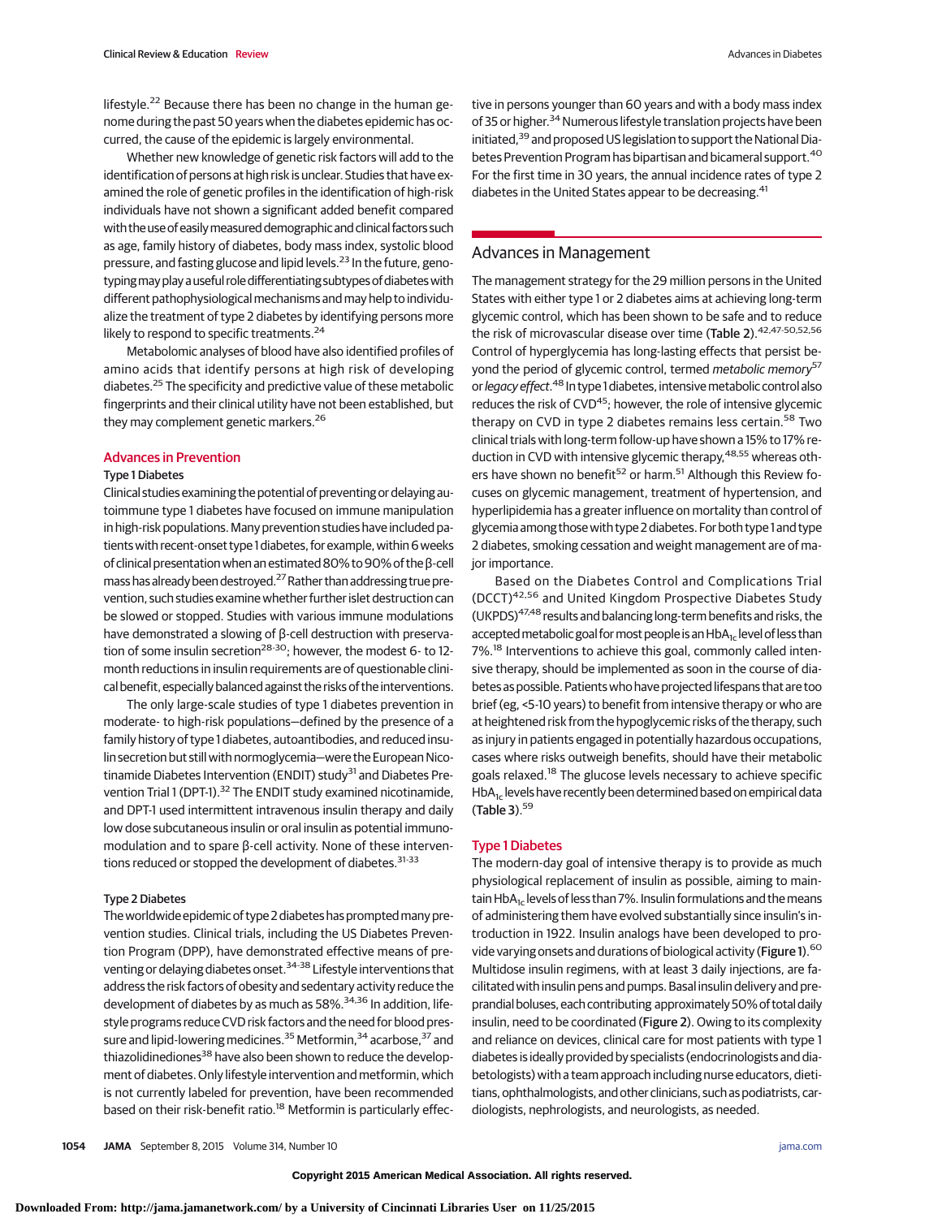lifestyle.[22] Because there has been no change in the human genome during the past 50 years when the diabetes epidemic has occurred, the cause of the epidemic is largely environmental.

Whether new knowledge of genetic risk factors will add to the identification of persons at high risk is unclear. Studies that have examined the role of genetic profiles in the identification of high-risk individuals have not shown a significant added benefit compared with the use of easily measured demographic and clinical factors such as age, family history of diabetes, body mass index, systolic blood pressure, and fasting glucose and lipid levels.[23] In the future, genotyping may play a useful role differentiating subtypes of diabetes with different pathophysiological mechanisms and may help to individualize the treatment of type 2 diabetes by identifying persons more likely to respond to specific treatments.[24]

Metabolomic analyses of blood have also identified profiles of amino acids that identify persons at high risk of developing diabetes.[25] The specificity and predictive value of these metabolic fingerprints and their clinical utility have not been established, but they may complement genetic markers.[26]

## Advances in Prevention

### Type 1 Diabetes

Clinical studies examining the potential of preventing or delaying autoimmune type 1 diabetes have focused on immune manipulation in high-risk populations. Many prevention studies have included patients with recent-onset type 1 diabetes, for example, within 6 weeks of clinical presentation when an estimated 80% to 90% of the β-cell mass has already been destroyed.[27] Rather than addressing true prevention, such studies examine whether further islet destruction can be slowed or stopped. Studies with various immune modulations have demonstrated a slowing of β-cell destruction with preservation of some insulin secretion[28-30]; however, the modest 6- to 12-month reductions in insulin requirements are of questionable clinical benefit, especially balanced against the risks of the interventions.

The only large-scale studies of type 1 diabetes prevention in moderate- to high-risk populations—defined by the presence of a family history of type 1 diabetes, autoantibodies, and reduced insulin secretion but still with normoglycemia—were the European Nicotinamide Diabetes Intervention (ENDIT) study[31] and Diabetes Prevention Trial 1 (DPT-1).[32] The ENDIT study examined nicotinamide, and DPT-1 used intermittent intravenous insulin therapy and daily low dose subcutaneous insulin or oral insulin as potential immunomodulation and to spare β-cell activity. None of these interventions reduced or stopped the development of diabetes.[31-33]

### Type 2 Diabetes

The worldwide epidemic of type 2 diabetes has prompted many prevention studies. Clinical trials, including the US Diabetes Prevention Program (DPP), have demonstrated effective means of preventing or delaying diabetes onset.[34-38] Lifestyle interventions that address the risk factors of obesity and sedentary activity reduce the development of diabetes by as much as 58%.[34,36] In addition, lifestyle programs reduce CVD risk factors and the need for blood pressure and lipid-lowering medicines.[35] Metformin,[34] acarbose,[37] and thiazolidinediones[38] have also been shown to reduce the development of diabetes. Only lifestyle intervention and metformin, which is not currently labeled for prevention, have been recommended based on their risk-benefit ratio.[18] Metformin is particularly effective in persons younger than 60 years and with a body mass index of 35 or higher.[34] Numerous lifestyle translation projects have been initiated,[39] and proposed US legislation to support the National Diabetes Prevention Program has bipartisan and bicameral support.[40] For the first time in 30 years, the annual incidence rates of type 2 diabetes in the United States appear to be decreasing.[41]

## Advances in Management

The management strategy for the 29 million persons in the United States with either type 1 or 2 diabetes aims at achieving long-term glycemic control, which has been shown to be safe and to reduce the risk of microvascular disease over time (Table 2).[42,47-50,52,56] Control of hyperglycemia has long-lasting effects that persist beyond the period of glycemic control, termed *metabolic memory*[57] or *legacy effect*.[48] In type 1 diabetes, intensive metabolic control also reduces the risk of CVD[45]; however, the role of intensive glycemic therapy on CVD in type 2 diabetes remains less certain.[58] Two clinical trials with long-term follow-up have shown a 15% to 17% reduction in CVD with intensive glycemic therapy,[48,55] whereas others have shown no benefit[52] or harm.[51] Although this Review focuses on glycemic management, treatment of hypertension, and hyperlipidemia has a greater influence on mortality than control of glycemia among those with type 2 diabetes. For both type 1 and type 2 diabetes, smoking cessation and weight management are of major importance.

Based on the Diabetes Control and Complications Trial (DCCT)[42,56] and United Kingdom Prospective Diabetes Study (UKPDS)[47,48] results and balancing long-term benefits and risks, the accepted metabolic goal for most people is an $HbA_{1c}$ level of less than 7%.[18] Interventions to achieve this goal, commonly called intensive therapy, should be implemented as soon in the course of diabetes as possible. Patients who have projected lifespans that are too brief (eg, <5-10 years) to benefit from intensive therapy or who are at heightened risk from the hypoglycemic risks of the therapy, such as injury in patients engaged in potentially hazardous occupations, cases where risks outweigh benefits, should have their metabolic goals relaxed.[18] The glucose levels necessary to achieve specific $HbA_{1c}$ levels have recently been determined based on empirical data (Table 3).[59]

### Type 1 Diabetes

The modern-day goal of intensive therapy is to provide as much physiological replacement of insulin as possible, aiming to maintain $HbA_{1c}$ levels of less than 7%. Insulin formulations and the means of administering them have evolved substantially since insulin's introduction in 1922. Insulin analogs have been developed to provide varying onsets and durations of biological activity (Figure 1).[60] Multidose insulin regimens, with at least 3 daily injections, are facilitated with insulin pens and pumps. Basal insulin delivery and preprandial boluses, each contributing approximately 50% of total daily insulin, need to be coordinated (Figure 2). Owing to its complexity and reliance on devices, clinical care for most patients with type 1 diabetes is ideally provided by specialists (endocrinologists and diabetologists) with a team approach including nurse educators, dietitians, ophthalmologists, and other clinicians, such as podiatrists, cardiologists, nephrologists, and neurologists, as needed.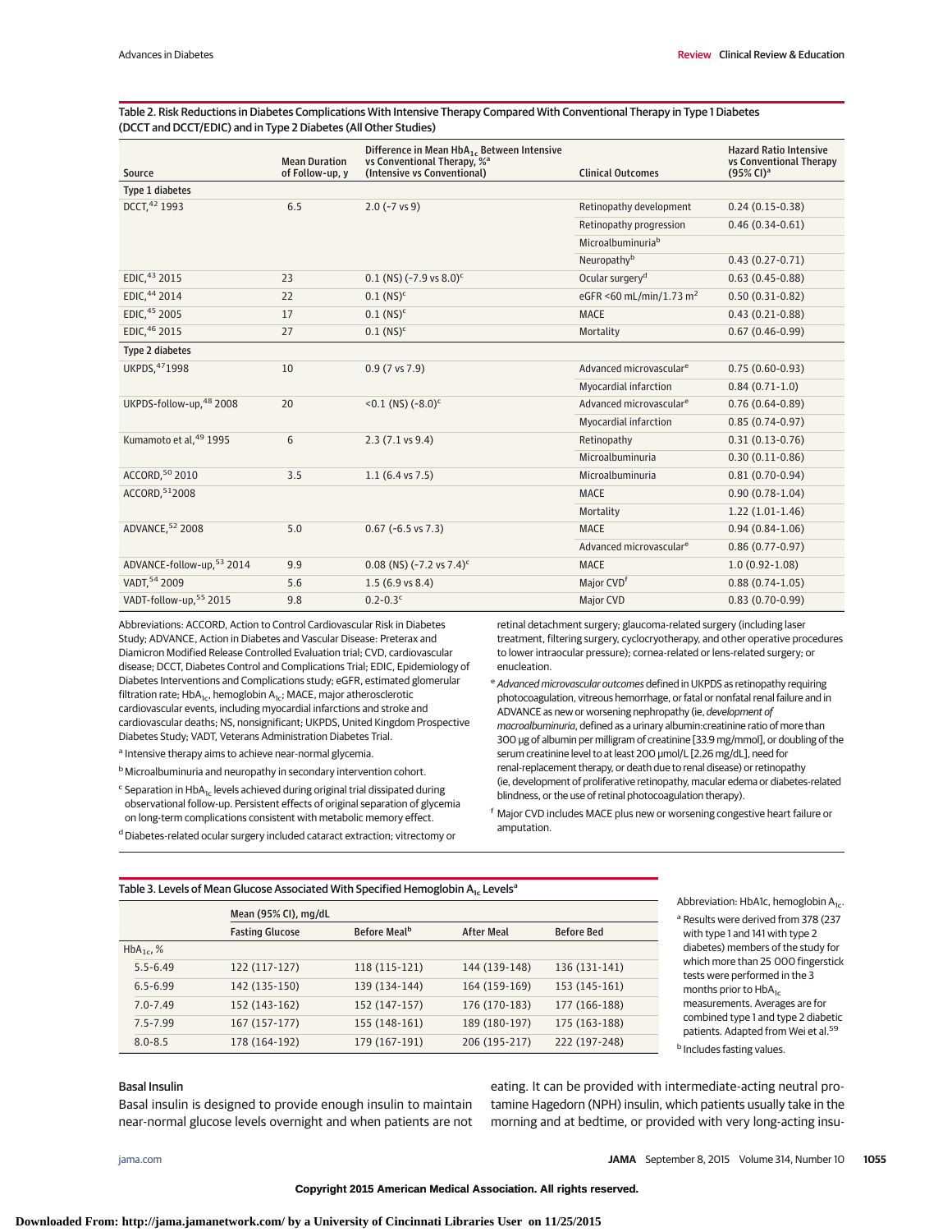Table 2. Risk Reductions in Diabetes Complications With Intensive Therapy Compared With Conventional Therapy in Type 1 Diabetes (DCCT and DCCT/EDIC) and in Type 2 Diabetes (All Other Studies)

| Source | Mean Duration of Follow-up, y | Difference in Mean $HbA_{1c}$ Between Intensive vs Conventional Therapy, %[a] (Intensive vs Conventional) | Clinical Outcomes | Hazard Ratio Intensive vs Conventional Therapy (95% CI)[a] |
|---|---|---|---|---|
| **Type 1 diabetes** | | | | |
| DCCT,[42] 1993 | 6.5 | 2.0 (~7 vs 9) | Retinopathy development | 0.24 (0.15-0.38) |
| | | | Retinopathy progression | 0.46 (0.34-0.61) |
| | | | Microalbuminuria[b] | |
| | | | Neuropathy[b] | 0.43 (0.27-0.71) |
| EDIC,[43] 2015 | 23 | 0.1 (NS) (~7.9 vs 8.0)[c] | Ocular surgery[d] | 0.63 (0.45-0.88) |
| EDIC,[44] 2014 | 22 | 0.1 (NS)[c] | eGFR <60 mL/min/1.73 $m^2$ | 0.50 (0.31-0.82) |
| EDIC,[45] 2005 | 17 | 0.1 (NS)[c] | MACE | 0.43 (0.21-0.88) |
| EDIC,[46] 2015 | 27 | 0.1 (NS)[c] | Mortality | 0.67 (0.46-0.99) |
| **Type 2 diabetes** | | | | |
| UKPDS,[47] 1998 | 10 | 0.9 (7 vs 7.9) | Advanced microvascular[e] | 0.75 (0.60-0.93) |
| | | | Myocardial infarction | 0.84 (0.71-1.0) |
| UKPDS-follow-up,[48] 2008 | 20 | <0.1 (NS) (~8.0)[c] | Advanced microvascular[e] | 0.76 (0.64-0.89) |
| | | | Myocardial infarction | 0.85 (0.74-0.97) |
| Kumamoto et al,[49] 1995 | 6 | 2.3 (7.1 vs 9.4) | Retinopathy | 0.31 (0.13-0.76) |
| | | | Microalbuminuria | 0.30 (0.11-0.86) |
| ACCORD,[50] 2010 | 3.5 | 1.1 (6.4 vs 7.5) | Microalbuminuria | 0.81 (0.70-0.94) |
| ACCORD,[51] 2008 | | | MACE | 0.90 (0.78-1.04) |
| | | | Mortality | 1.22 (1.01-1.46) |
| ADVANCE,[52] 2008 | 5.0 | 0.67 (~6.5 vs 7.3) | MACE | 0.94 (0.84-1.06) |
| | | | Advanced microvascular[e] | 0.86 (0.77-0.97) |
| ADVANCE-follow-up,[53] 2014 | 9.9 | 0.08 (NS) (~7.2 vs 7.4)[c] | MACE | 1.0 (0.92-1.08) |
| VADT,[54] 2009 | 5.6 | 1.5 (6.9 vs 8.4) | Major CVD[f] | 0.88 (0.74-1.05) |
| VADT-follow-up,[55] 2015 | 9.8 | 0.2-0.3[c] | Major CVD | 0.83 (0.70-0.99) |

Abbreviations: ACCORD, Action to Control Cardiovascular Risk in Diabetes Study; ADVANCE, Action in Diabetes and Vascular Disease: Preterax and Diamicron Modified Release Controlled Evaluation trial; CVD, cardiovascular disease; DCCT, Diabetes Control and Complications Trial; EDIC, Epidemiology of Diabetes Interventions and Complications study; eGFR, estimated glomerular filtration rate; $HbA_{1c}$, hemoglobin $A_{1c}$; MACE, major atherosclerotic cardiovascular events, including myocardial infarctions and stroke and cardiovascular deaths; NS, nonsignificant; UKPDS, United Kingdom Prospective Diabetes Study; VADT, Veterans Administration Diabetes Trial.

[a] Intensive therapy aims to achieve near-normal glycemia.

[b] Microalbuminuria and neuropathy in secondary intervention cohort.

[c] Separation in $HbA_{1c}$ levels achieved during original trial dissipated during observational follow-up. Persistent effects of original separation of glycemia on long-term complications consistent with metabolic memory effect.

[d] Diabetes-related ocular surgery included cataract extraction; vitrectomy or retinal detachment surgery; glaucoma-related surgery (including laser treatment, filtering surgery, cyclocryotherapy, and other operative procedures to lower intraocular pressure); cornea-related or lens-related surgery; or enucleation.

[e] *Advanced microvascular outcomes* defined in UKPDS as retinopathy requiring photocoagulation, vitreous hemorrhage, or fatal or nonfatal renal failure and in ADVANCE as new or worsening nephropathy (ie, *development of macroalbuminuria*, defined as a urinary albumin:creatinine ratio of more than 300 µg of albumin per milligram of creatinine [33.9 mg/mmol], or doubling of the serum creatinine level to at least 200 µmol/L [2.26 mg/dL], need for renal-replacement therapy, or death due to renal disease) or retinopathy (ie, development of proliferative retinopathy, macular edema or diabetes-related blindness, or the use of retinal photocoagulation therapy).

[f] Major CVD includes MACE plus new or worsening congestive heart failure or amputation.

Table 3. Levels of Mean Glucose Associated With Specified Hemoglobin $A_{1c}$ Levels[a]

| | Mean (95% CI), mg/dL | | | |
|---|---|---|---|---|
| | Fasting Glucose | Before Meal[b] | After Meal | Before Bed |
| $HbA_{1c}$, % | | | | |
| 5.5-6.49 | 122 (117-127) | 118 (115-121) | 144 (139-148) | 136 (131-141) |
| 6.5-6.99 | 142 (135-150) | 139 (134-144) | 164 (159-169) | 153 (145-161) |
| 7.0-7.49 | 152 (143-162) | 152 (147-157) | 176 (170-183) | 177 (166-188) |
| 7.5-7.99 | 167 (157-177) | 155 (148-161) | 189 (180-197) | 175 (163-188) |
| 8.0-8.5 | 178 (164-192) | 179 (167-191) | 206 (195-217) | 222 (197-248) |

Abbreviation: HbA1c, hemoglobin $A_{1c}$.

[a] Results were derived from 378 (237 with type 1 and 141 with type 2 diabetes) members of the study for which more than 25 000 fingerstick tests were performed in the 3 months prior to $HbA_{1c}$ measurements. Averages are for combined type 1 and type 2 diabetic patients. Adapted from Wei et al.[59]

[b] Includes fasting values.

### Basal Insulin

Basal insulin is designed to provide enough insulin to maintain near-normal glucose levels overnight and when patients are not eating. It can be provided with intermediate-acting neutral protamine Hagedorn (NPH) insulin, which patients usually take in the morning and at bedtime, or provided with very long-acting insu-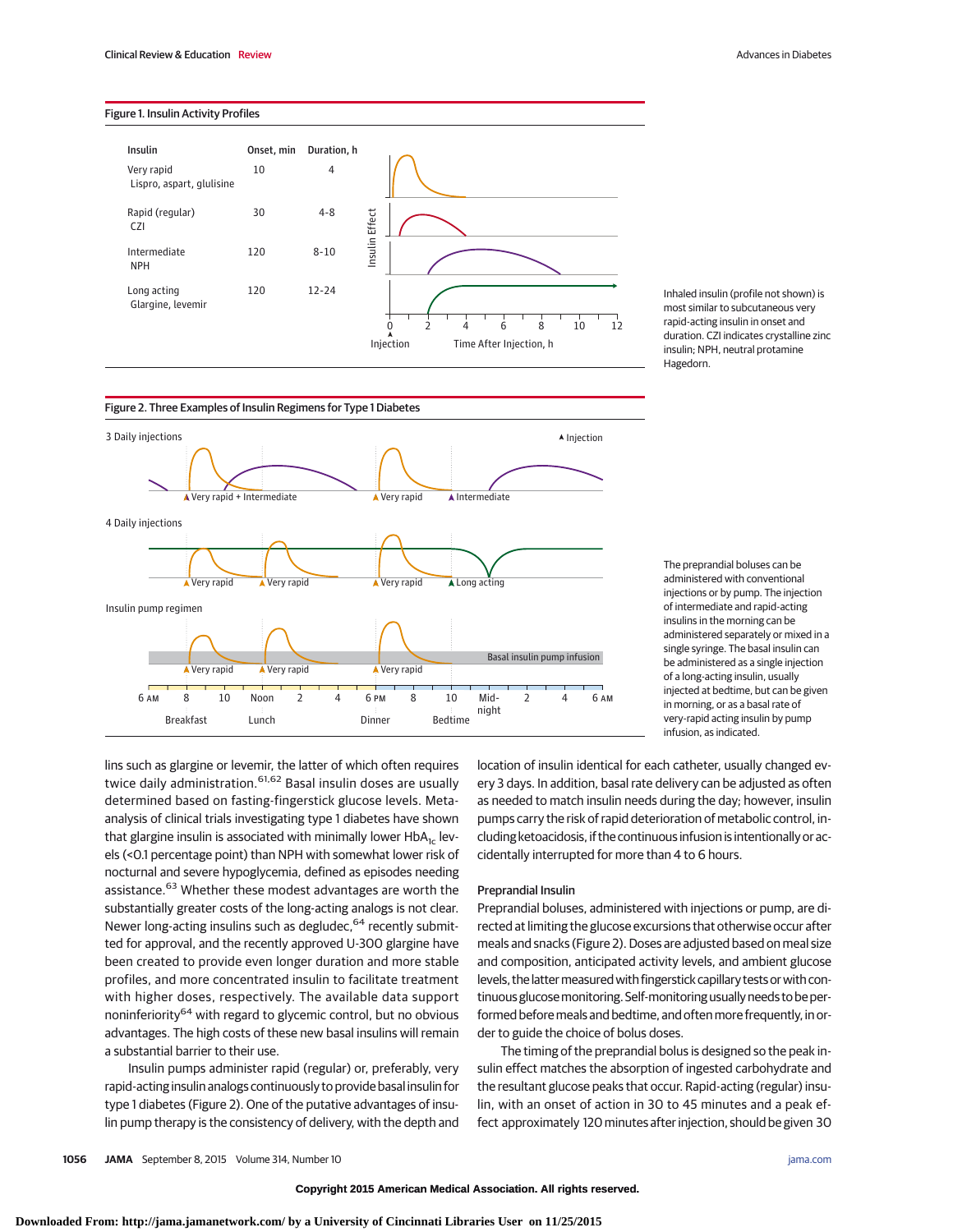**Figure 1. Insulin Activity Profiles**

| Insulin | Onset, min | Duration, h |
|---|---|---|
| Very rapid<br>Lispro, aspart, glulisine | 10 | 4 |
| Rapid (regular)<br>CZI | 30 | 4-8 |
| Intermediate<br>NPH | 120 | 8-10 |
| Long acting<br>Glargine, levemir | 120 | 12-24 |

Inhaled insulin (profile not shown) is most similar to subcutaneous very rapid-acting insulin in onset and duration. CZI indicates crystalline zinc insulin; NPH, neutral protamine Hagedorn.

**Figure 2. Three Examples of Insulin Regimens for Type 1 Diabetes**

The preprandial boluses can be administered with conventional injections or by pump. The injection of intermediate and rapid-acting insulins in the morning can be administered separately or mixed in a single syringe. The basal insulin can be administered as a single injection of a long-acting insulin, usually injected at bedtime, but can be given in morning, or as a basal rate of very-rapid acting insulin by pump infusion, as indicated.

lins such as glargine or levemir, the latter of which often requires twice daily administration.[61,62] Basal insulin doses are usually determined based on fasting-fingerstick glucose levels. Meta-analysis of clinical trials investigating type 1 diabetes have shown that glargine insulin is associated with minimally lower $HbA_{1c}$ levels (<0.1 percentage point) than NPH with somewhat lower risk of nocturnal and severe hypoglycemia, defined as episodes needing assistance.[63] Whether these modest advantages are worth the substantially greater costs of the long-acting analogs is not clear. Newer long-acting insulins such as degludec,[64] recently submitted for approval, and the recently approved U-300 glargine have been created to provide even longer duration and more stable profiles, and more concentrated insulin to facilitate treatment with higher doses, respectively. The available data support noninferiority[64] with regard to glycemic control, but no obvious advantages. The high costs of these new basal insulins will remain a substantial barrier to their use.

Insulin pumps administer rapid (regular) or, preferably, very rapid-acting insulin analogs continuously to provide basal insulin for type 1 diabetes (Figure 2). One of the putative advantages of insulin pump therapy is the consistency of delivery, with the depth and location of insulin identical for each catheter, usually changed every 3 days. In addition, basal rate delivery can be adjusted as often as needed to match insulin needs during the day; however, insulin pumps carry the risk of rapid deterioration of metabolic control, including ketoacidosis, if the continuous infusion is intentionally or accidentally interrupted for more than 4 to 6 hours.

### Preprandial Insulin

Preprandial boluses, administered with injections or pump, are directed at limiting the glucose excursions that otherwise occur after meals and snacks (Figure 2). Doses are adjusted based on meal size and composition, anticipated activity levels, and ambient glucose levels, the latter measured with fingerstick capillary tests or with continuous glucose monitoring. Self-monitoring usually needs to be performed before meals and bedtime, and often more frequently, in order to guide the choice of bolus doses.

The timing of the preprandial bolus is designed so the peak insulin effect matches the absorption of ingested carbohydrate and the resultant glucose peaks that occur. Rapid-acting (regular) insulin, with an onset of action in 30 to 45 minutes and a peak effect approximately 120 minutes after injection, should be given 30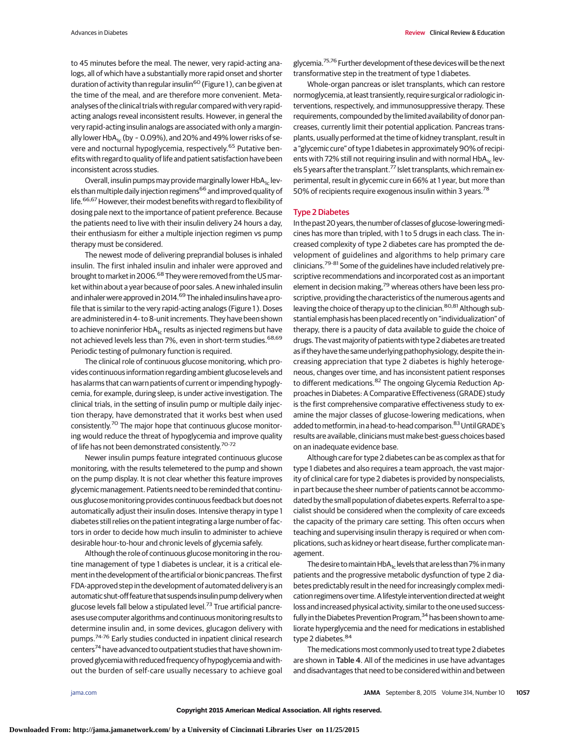to 45 minutes before the meal. The newer, very rapid-acting analogs, all of which have a substantially more rapid onset and shorter duration of activity than regular insulin[60] (Figure 1), can be given at the time of the meal, and are therefore more convenient. Meta-analyses of the clinical trials with regular compared with very rapid-acting analogs reveal inconsistent results. However, in general the very rapid-acting insulin analogs are associated with only a marginally lower $HbA_{1c}$ (by ~ 0.09%), and 20% and 49% lower risks of severe and nocturnal hypoglycemia, respectively.[65] Putative benefits with regard to quality of life and patient satisfaction have been inconsistent across studies.

Overall, insulin pumps may provide marginally lower $HbA_{1c}$ levels than multiple daily injection regimens[66] and improved quality of life.[66,67] However, their modest benefits with regard to flexibility of dosing pale next to the importance of patient preference. Because the patients need to live with their insulin delivery 24 hours a day, their enthusiasm for either a multiple injection regimen vs pump therapy must be considered.

The newest mode of delivering preprandial boluses is inhaled insulin. The first inhaled insulin and inhaler were approved and brought to market in 2006.[68] They were removed from the US market within about a year because of poor sales. A new inhaled insulin and inhaler were approved in 2014.[69] The inhaled insulins have a profile that is similar to the very rapid-acting analogs (Figure 1). Doses are administered in 4- to 8-unit increments. They have been shown to achieve noninferior $HbA_{1c}$ results as injected regimens but have not achieved levels less than 7%, even in short-term studies.[68,69] Periodic testing of pulmonary function is required.

The clinical role of continuous glucose monitoring, which provides continuous information regarding ambient glucose levels and has alarms that can warn patients of current or impending hypoglycemia, for example, during sleep, is under active investigation. The clinical trials, in the setting of insulin pump or multiple daily injection therapy, have demonstrated that it works best when used consistently.[70] The major hope that continuous glucose monitoring would reduce the threat of hypoglycemia and improve quality of life has not been demonstrated consistently.[70-72]

Newer insulin pumps feature integrated continuous glucose monitoring, with the results telemetered to the pump and shown on the pump display. It is not clear whether this feature improves glycemic management. Patients need to be reminded that continuous glucose monitoring provides continuous feedback but does not automatically adjust their insulin doses. Intensive therapy in type 1 diabetes still relies on the patient integrating a large number of factors in order to decide how much insulin to administer to achieve desirable hour-to-hour and chronic levels of glycemia safely.

Although the role of continuous glucose monitoring in the routine management of type 1 diabetes is unclear, it is a critical element in the development of the artificial or bionic pancreas. The first FDA-approved step in the development of automated delivery is an automatic shut-off feature that suspends insulin pump delivery when glucose levels fall below a stipulated level.[73] True artificial pancreases use computer algorithms and continuous monitoring results to determine insulin and, in some devices, glucagon delivery with pumps.[74-76] Early studies conducted in inpatient clinical research centers[74] have advanced to outpatient studies that have shown improved glycemia with reduced frequency of hypoglycemia and without the burden of self-care usually necessary to achieve goal glycemia.[75,76] Further development of these devices will be the next transformative step in the treatment of type 1 diabetes.

Whole-organ pancreas or islet transplants, which can restore normoglycemia, at least transiently, require surgical or radiologic interventions, respectively, and immunosuppressive therapy. These requirements, compounded by the limited availability of donor pancreases, currently limit their potential application. Pancreas transplants, usually performed at the time of kidney transplant, result in a "glycemic cure" of type 1 diabetes in approximately 90% of recipients with 72% still not requiring insulin and with normal $HbA_{1c}$ levels 5 years after the transplant.[77] Islet transplants, which remain experimental, result in glycemic cure in 66% at 1 year, but more than 50% of recipients require exogenous insulin within 3 years.[78]

## Type 2 Diabetes

In the past 20 years, the number of classes of glucose-lowering medicines has more than tripled, with 1 to 5 drugs in each class. The increased complexity of type 2 diabetes care has prompted the development of guidelines and algorithms to help primary care clinicians.[79-81] Some of the guidelines have included relatively prescriptive recommendations and incorporated cost as an important element in decision making,[79] whereas others have been less prescriptive, providing the characteristics of the numerous agents and leaving the choice of therapy up to the clinician.[80,81] Although substantial emphasis has been placed recently on "individualization" of therapy, there is a paucity of data available to guide the choice of drugs. The vast majority of patients with type 2 diabetes are treated as if they have the same underlying pathophysiology, despite the increasing appreciation that type 2 diabetes is highly heterogeneous, changes over time, and has inconsistent patient responses to different medications.[82] The ongoing Glycemia Reduction Approaches in Diabetes: A Comparative Effectiveness (GRADE) study is the first comprehensive comparative effectiveness study to examine the major classes of glucose-lowering medications, when added to metformin, in a head-to-head comparison.[83] Until GRADE's results are available, clinicians must make best-guess choices based on an inadequate evidence base.

Although care for type 2 diabetes can be as complex as that for type 1 diabetes and also requires a team approach, the vast majority of clinical care for type 2 diabetes is provided by nonspecialists, in part because the sheer number of patients cannot be accommodated by the small population of diabetes experts. Referral to a specialist should be considered when the complexity of care exceeds the capacity of the primary care setting. This often occurs when teaching and supervising insulin therapy is required or when complications, such as kidney or heart disease, further complicate management.

The desire to maintain $HbA_{1c}$ levels that are less than 7% in many patients and the progressive metabolic dysfunction of type 2 diabetes predictably result in the need for increasingly complex medication regimens over time. A lifestyle intervention directed at weight loss and increased physical activity, similar to the one used successfully in the Diabetes Prevention Program,[34] has been shown to ameliorate hyperglycemia and the need for medications in established type 2 diabetes.[84]

The medications most commonly used to treat type 2 diabetes are shown in Table 4. All of the medicines in use have advantages and disadvantages that need to be considered within and between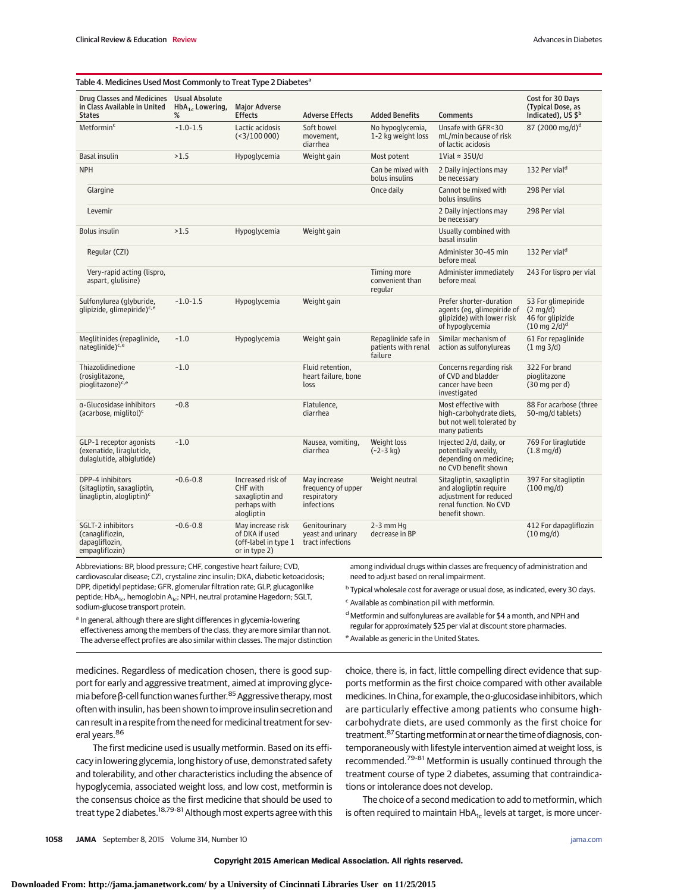Table 4. Medicines Used Most Commonly to Treat Type 2 Diabetes[a]

| Drug Classes and Medicines in Class Available in United States | Usual Absolute $HbA_{1c}$ Lowering, % | Major Adverse Effects | Adverse Effects | Added Benefits | Comments | Cost for 30 Days (Typical Dose, as Indicated), US $[b] |
|---|---|---|---|---|---|---|
| Metformin[c] | ~1.0-1.5 | Lactic acidosis (<3/100 000) | Soft bowel movement, diarrhea | No hypoglycemia, 1-2 kg weight loss | Unsafe with GFR<30 mL/min because of risk of lactic acidosis | 87 (2000 mg/d)[d] |
| Basal insulin | >1.5 | Hypoglycemia | Weight gain | Most potent | 1Vial ≈ 35U/d | |
| NPH | | | | Can be mixed with bolus insulins | 2 Daily injections may be necessary | 132 Per vial[d] |
| Glargine | | | | Once daily | Cannot be mixed with bolus insulins | 298 Per vial |
| Levemir | | | | | 2 Daily injections may be necessary | 298 Per vial |
| Bolus insulin | >1.5 | Hypoglycemia | Weight gain | | Usually combined with basal insulin | |
| Regular (CZI) | | | | | Administer 30-45 min before meal | 132 Per vial[d] |
| Very-rapid acting (lispro, aspart, glulisine) | | | | Timing more convenient than regular | Administer immediately before meal | 243 For lispro per vial |
| Sulfonylurea (glyburide, glipizide, glimepiride)[c,e] | ~1.0-1.5 | Hypoglycemia | Weight gain | | Prefer shorter-duration agents (eg, glimepiride of glipizide) with lower risk of hypoglycemia | 53 For glimepiride (2 mg/d) 46 for glipizide (10 mg 2/d)[d] |
| Meglitinides (repaglinide, nateglinide)[c,e] | ~1.0 | Hypoglycemia | Weight gain | Repaglinide safe in patients with renal failure | Similar mechanism of action as sulfonylureas | 61 For repaglinide (1 mg 3/d) |
| Thiazolidinedione (rosiglitazone, pioglitazone)[c,e] | ~1.0 | | Fluid retention, heart failure, bone loss | | Concerns regarding risk of CVD and bladder cancer have been investigated | 322 For brand pioglitazone (30 mg per d) |
| α-Glucosidase inhibitors (acarbose, miglitol)[c] | ~0.8 | | Flatulence, diarrhea | | Most effective with high-carbohydrate diets, but not well tolerated by many patients | 88 For acarbose (three 50-mg/d tablets) |
| GLP-1 receptor agonists (exenatide, liraglutide, dulaglutide, albiglutide) | ~1.0 | | Nausea, vomiting, diarrhea | Weight loss (~2-3 kg) | Injected 2/d, daily, or potentially weekly, depending on medicine; no CVD benefit shown | 769 For liraglutide (1.8 mg/d) |
| DPP-4 inhibitors (sitagliptin, saxagliptin, linagliptin, alogliptin)[c] | ~0.6-0.8 | Increased risk of CHF with saxagliptin and perhaps with alogliptin | May increase frequency of upper respiratory infections | Weight neutral | Sitagliptin, saxagliptin and alogliptin require adjustment for reduced renal function. No CVD benefit shown. | 397 For sitagliptin (100 mg/d) |
| SGLT-2 inhibitors (canagliflozin, dapagliflozin, empagliflozin) | ~0.6-0.8 | May increase risk of DKA if used (off-label in type 1 or in type 2) | Genitourinary yeast and urinary tract infections | 2-3 mm Hg decrease in BP | | 412 For dapagliflozin (10 mg/d) |

Abbreviations: BP, blood pressure; CHF, congestive heart failure; CVD, cardiovascular disease; CZI, crystaline zinc insulin; DKA, diabetic ketoacidosis; DPP, dipetidyl peptidase; GFR, glomerular filtration rate; GLP, glucagonlike peptide; $HbA_{1c}$, hemoglobin $A_{1c}$; NPH, neutral protamine Hagedorn; SGLT, sodium-glucose transport protein.

[a] In general, although there are slight differences in glycemia-lowering effectiveness among the members of the class, they are more similar than not. The adverse effect profiles are also similar within classes. The major distinction among individual drugs within classes are frequency of administration and need to adjust based on renal impairment.

[b] Typical wholesale cost for average or usual dose, as indicated, every 30 days.

[c] Available as combination pill with metformin.

[d] Metformin and sulfonylureas are available for $4 a month, and NPH and regular for approximately $25 per vial at discount store pharmacies.

[e] Available as generic in the United States.

medicines. Regardless of medication chosen, there is good support for early and aggressive treatment, aimed at improving glycemia before β-cell function wanes further.[85] Aggressive therapy, most often with insulin, has been shown to improve insulin secretion and can result in a respite from the need for medicinal treatment for several years.[86]

The first medicine used is usually metformin. Based on its efficacy in lowering glycemia, long history of use, demonstrated safety and tolerability, and other characteristics including the absence of hypoglycemia, associated weight loss, and low cost, metformin is the consensus choice as the first medicine that should be used to treat type 2 diabetes.[18,79-81] Although most experts agree with this choice, there is, in fact, little compelling direct evidence that supports metformin as the first choice compared with other available medicines. In China, for example, the α-glucosidase inhibitors, which are particularly effective among patients who consume high-carbohydrate diets, are used commonly as the first choice for treatment.[87] Starting metformin at or near the time of diagnosis, contemporaneously with lifestyle intervention aimed at weight loss, is recommended.[79-81] Metformin is usually continued through the treatment course of type 2 diabetes, assuming that contraindications or intolerance does not develop.

The choice of a second medication to add to metformin, which is often required to maintain $HbA_{1c}$ levels at target, is more uncer-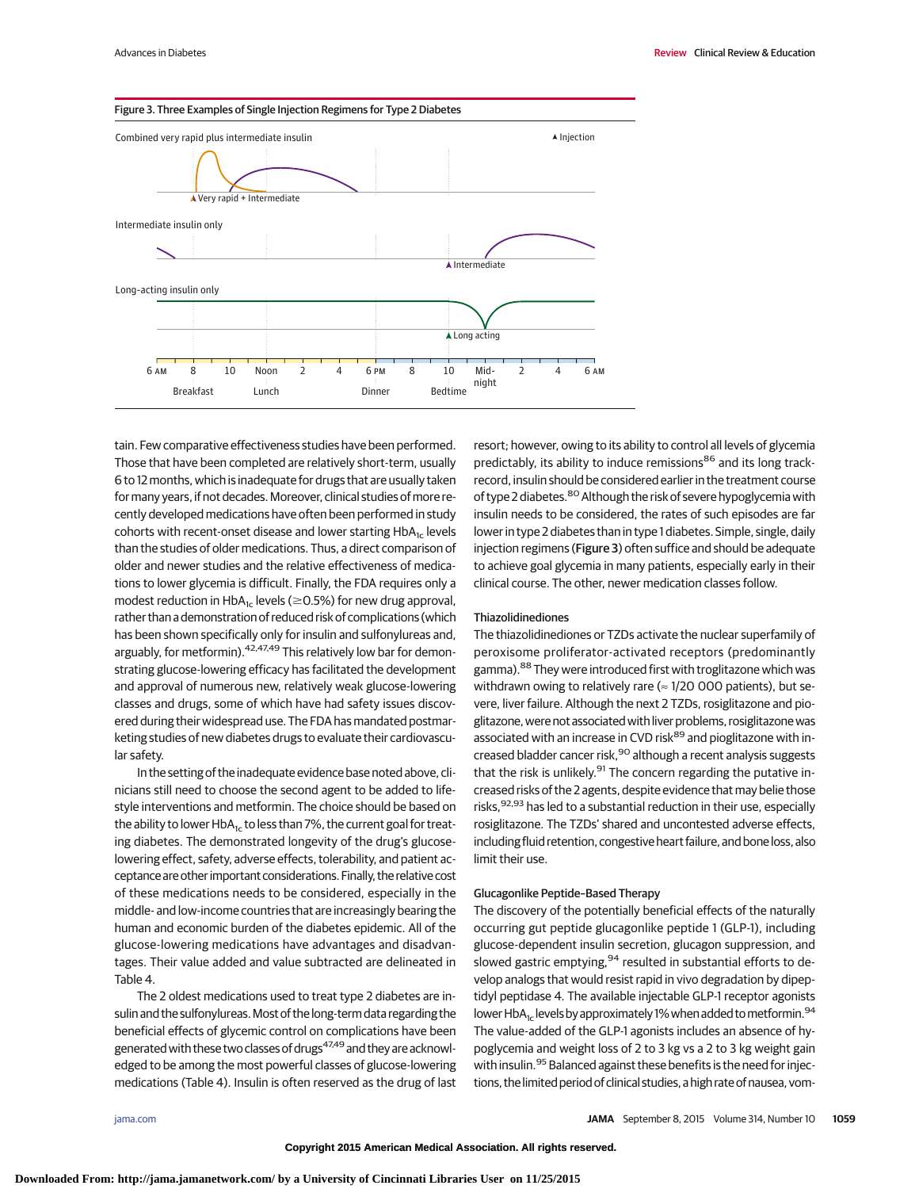Figure 3. Three Examples of Single Injection Regimens for Type 2 Diabetes

Combined very rapid plus intermediate insulin

Very rapid + Intermediate

Intermediate insulin only

Intermediate

Long-acting insulin only

Long acting

▲ Injection

6 AM 8 10 Noon 2 4 6 PM 8 10 Mid-night 2 4 6 AM

Breakfast Lunch Dinner Bedtime

tain. Few comparative effectiveness studies have been performed. Those that have been completed are relatively short-term, usually 6 to 12 months, which is inadequate for drugs that are usually taken for many years, if not decades. Moreover, clinical studies of more recently developed medications have often been performed in study cohorts with recent-onset disease and lower starting $HbA_{1c}$ levels than the studies of older medications. Thus, a direct comparison of older and newer studies and the relative effectiveness of medications to lower glycemia is difficult. Finally, the FDA requires only a modest reduction in $HbA_{1c}$ levels (≥0.5%) for new drug approval, rather than a demonstration of reduced risk of complications (which has been shown specifically only for insulin and sulfonylureas and, arguably, for metformin).[42,47,49] This relatively low bar for demonstrating glucose-lowering efficacy has facilitated the development and approval of numerous new, relatively weak glucose-lowering classes and drugs, some of which have had safety issues discovered during their widespread use. The FDA has mandated postmarketing studies of new diabetes drugs to evaluate their cardiovascular safety.

In the setting of the inadequate evidence base noted above, clinicians still need to choose the second agent to be added to lifestyle interventions and metformin. The choice should be based on the ability to lower $HbA_{1c}$ to less than 7%, the current goal for treating diabetes. The demonstrated longevity of the drug's glucose-lowering effect, safety, adverse effects, tolerability, and patient acceptance are other important considerations. Finally, the relative cost of these medications needs to be considered, especially in the middle- and low-income countries that are increasingly bearing the human and economic burden of the diabetes epidemic. All of the glucose-lowering medications have advantages and disadvantages. Their value added and value subtracted are delineated in Table 4.

The 2 oldest medications used to treat type 2 diabetes are insulin and the sulfonylureas. Most of the long-term data regarding the beneficial effects of glycemic control on complications have been generated with these two classes of drugs[47,49] and they are acknowledged to be among the most powerful classes of glucose-lowering medications (Table 4). Insulin is often reserved as the drug of last resort; however, owing to its ability to control all levels of glycemia predictably, its ability to induce remissions[86] and its long track-record, insulin should be considered earlier in the treatment course of type 2 diabetes.[80] Although the risk of severe hypoglycemia with insulin needs to be considered, the rates of such episodes are far lower in type 2 diabetes than in type 1 diabetes. Simple, single, daily injection regimens (**Figure 3**) often suffice and should be adequate to achieve goal glycemia in many patients, especially early in their clinical course. The other, newer medication classes follow.

### Thiazolidinediones

The thiazolidinediones or TZDs activate the nuclear superfamily of peroxisome proliferator-activated receptors (predominantly gamma).[88] They were introduced first with troglitazone which was withdrawn owing to relatively rare (≈ 1/20 000 patients), but severe, liver failure. Although the next 2 TZDs, rosiglitazone and pioglitazone, were not associated with liver problems, rosiglitazone was associated with an increase in CVD risk[89] and pioglitazone with increased bladder cancer risk,[90] although a recent analysis suggests that the risk is unlikely.[91] The concern regarding the putative increased risks of the 2 agents, despite evidence that may belie those risks,[92,93] has led to a substantial reduction in their use, especially rosiglitazone. The TZDs' shared and uncontested adverse effects, including fluid retention, congestive heart failure, and bone loss, also limit their use.

### Glucagonlike Peptide–Based Therapy

The discovery of the potentially beneficial effects of the naturally occurring gut peptide glucagonlike peptide 1 (GLP-1), including glucose-dependent insulin secretion, glucagon suppression, and slowed gastric emptying,[94] resulted in substantial efforts to develop analogs that would resist rapid in vivo degradation by dipeptidyl peptidase 4. The available injectable GLP-1 receptor agonists lower $HbA_{1c}$ levels by approximately 1% when added to metformin.[94] The value-added of the GLP-1 agonists includes an absence of hypoglycemia and weight loss of 2 to 3 kg vs a 2 to 3 kg weight gain with insulin.[95] Balanced against these benefits is the need for injections, the limited period of clinical studies, a high rate of nausea, vom-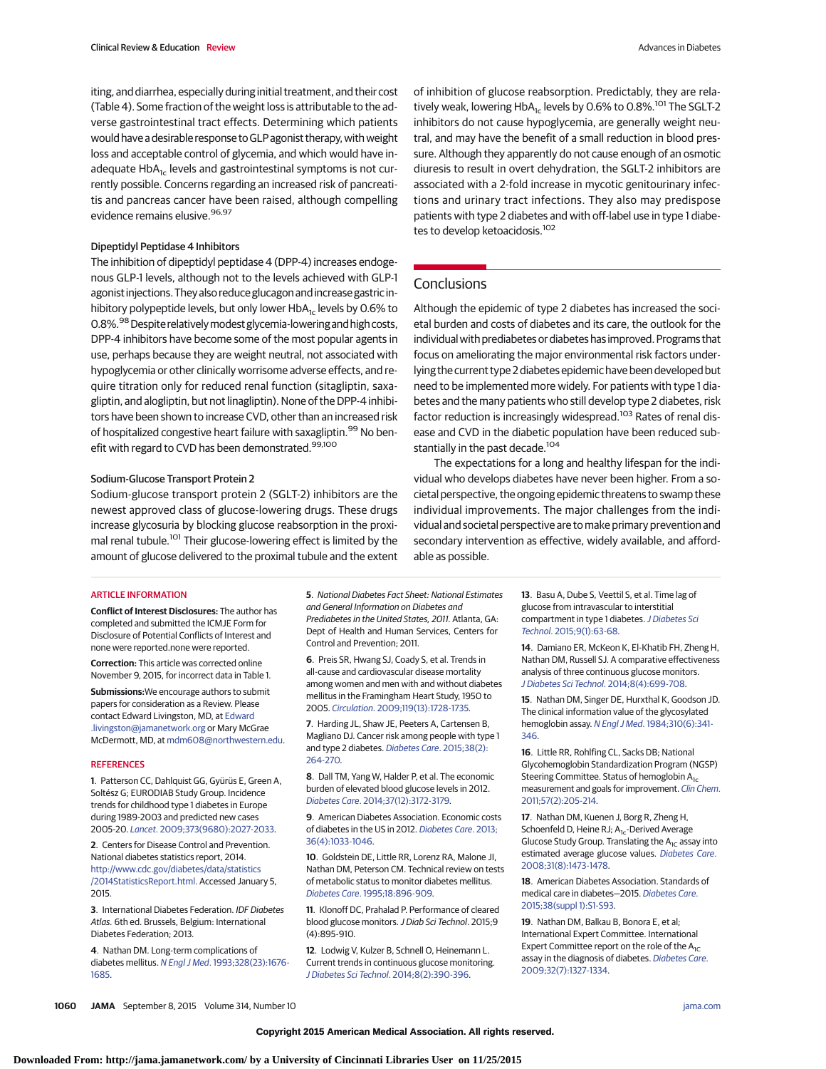iting, and diarrhea, especially during initial treatment, and their cost (Table 4). Some fraction of the weight loss is attributable to the adverse gastrointestinal tract effects. Determining which patients would have a desirable response to GLP agonist therapy, with weight loss and acceptable control of glycemia, and which would have inadequate $HbA_{1c}$ levels and gastrointestinal symptoms is not currently possible. Concerns regarding an increased risk of pancreatitis and pancreas cancer have been raised, although compelling evidence remains elusive.[96,97]

### Dipeptidyl Peptidase 4 Inhibitors

The inhibition of dipeptidyl peptidase 4 (DPP-4) increases endogenous GLP-1 levels, although not to the levels achieved with GLP-1 agonist injections. They also reduce glucagon and increase gastric inhibitory polypeptide levels, but only lower $HbA_{1c}$ levels by 0.6% to 0.8%.[98] Despite relatively modest glycemia-lowering and high costs, DPP-4 inhibitors have become some of the most popular agents in use, perhaps because they are weight neutral, not associated with hypoglycemia or other clinically worrisome adverse effects, and require titration only for reduced renal function (sitagliptin, saxagliptin, and alogliptin, but not linagliptin). None of the DPP-4 inhibitors have been shown to increase CVD, other than an increased risk of hospitalized congestive heart failure with saxagliptin.[99] No benefit with regard to CVD has been demonstrated.[99,100]

### Sodium-Glucose Transport Protein 2

Sodium-glucose transport protein 2 (SGLT-2) inhibitors are the newest approved class of glucose-lowering drugs. These drugs increase glycosuria by blocking glucose reabsorption in the proximal renal tubule.[101] Their glucose-lowering effect is limited by the amount of glucose delivered to the proximal tubule and the extent of inhibition of glucose reabsorption. Predictably, they are relatively weak, lowering $HbA_{1c}$ levels by 0.6% to 0.8%.[101] The SGLT-2 inhibitors do not cause hypoglycemia, are generally weight neutral, and may have the benefit of a small reduction in blood pressure. Although they apparently do not cause enough of an osmotic diuresis to result in overt dehydration, the SGLT-2 inhibitors are associated with a 2-fold increase in mycotic genitourinary infections and urinary tract infections. They also may predispose patients with type 2 diabetes and with off-label use in type 1 diabetes to develop ketoacidosis.[102]

## Conclusions

Although the epidemic of type 2 diabetes has increased the societal burden and costs of diabetes and its care, the outlook for the individual with prediabetes or diabetes has improved. Programs that focus on ameliorating the major environmental risk factors underlying the current type 2 diabetes epidemic have been developed but need to be implemented more widely. For patients with type 1 diabetes and the many patients who still develop type 2 diabetes, risk factor reduction is increasingly widespread.[103] Rates of renal disease and CVD in the diabetic population have been reduced substantially in the past decade.[104]

The expectations for a long and healthy lifespan for the individual who develops diabetes have never been higher. From a societal perspective, the ongoing epidemic threatens to swamp these individual improvements. The major challenges from the individual and societal perspective are to make primary prevention and secondary intervention as effective, widely available, and affordable as possible.

## ARTICLE INFORMATION

**Conflict of Interest Disclosures:** The author has completed and submitted the ICMJE Form for Disclosure of Potential Conflicts of Interest and none were reported.none were reported.

**Correction:** This article was corrected online November 9, 2015, for incorrect data in Table 1.

**Submissions:** We encourage authors to submit papers for consideration as a Review. Please contact Edward Livingston, MD, at Edward.livingston@jamanetwork.org or Mary McGrae McDermott, MD, at mdm608@northwestern.edu.

## REFERENCES

1. Patterson CC, Dahlquist GG, Gyürüs E, Green A, Soltész G; EURODIAB Study Group. Incidence trends for childhood type 1 diabetes in Europe during 1989-2003 and predicted new cases 2005-20. *Lancet*. 2009;373(9680):2027-2033.
2. Centers for Disease Control and Prevention. National diabetes statistics report, 2014. http://www.cdc.gov/diabetes/data/statistics/2014StatisticsReport.html. Accessed January 5, 2015.
3. International Diabetes Federation. *IDF Diabetes Atlas*. 6th ed. Brussels, Belgium: International Diabetes Federation; 2013.
4. Nathan DM. Long-term complications of diabetes mellitus. *N Engl J Med*. 1993;328(23):1676-1685.
5. *National Diabetes Fact Sheet: National Estimates and General Information on Diabetes and Prediabetes in the United States, 2011*. Atlanta, GA: Dept of Health and Human Services, Centers for Control and Prevention; 2011.
6. Preis SR, Hwang SJ, Coady S, et al. Trends in all-cause and cardiovascular disease mortality among women and men with and without diabetes mellitus in the Framingham Heart Study, 1950 to 2005. *Circulation*. 2009;119(13):1728-1735.
7. Harding JL, Shaw JE, Peeters A, Cartensen B, Magliano DJ. Cancer risk among people with type 1 and type 2 diabetes. *Diabetes Care*. 2015;38(2):264-270.
8. Dall TM, Yang W, Halder P, et al. The economic burden of elevated blood glucose levels in 2012. *Diabetes Care*. 2014;37(12):3172-3179.
9. American Diabetes Association. Economic costs of diabetes in the US in 2012. *Diabetes Care*. 2013;36(4):1033-1046.
10. Goldstein DE, Little RR, Lorenz RA, Malone JI, Nathan DM, Peterson CM. Technical review on tests of metabolic status to monitor diabetes mellitus. *Diabetes Care*. 1995;18:896-909.
11. Klonoff DC, Prahalad P. Performance of cleared blood glucose monitors. *J Diab Sci Technol*. 2015;9(4):895-910.
12. Lodwig V, Kulzer B, Schnell O, Heinemann L. Current trends in continuous glucose monitoring. *J Diabetes Sci Technol*. 2014;8(2):390-396.
13. Basu A, Dube S, Veettil S, et al. Time lag of glucose from intravascular to interstitial compartment in type 1 diabetes. *J Diabetes Sci Technol*. 2015;9(1):63-68.
14. Damiano ER, McKeon K, El-Khatib FH, Zheng H, Nathan DM, Russell SJ. A comparative effectiveness analysis of three continuous glucose monitors. *J Diabetes Sci Technol*. 2014;8(4):699-708.
15. Nathan DM, Singer DE, Hurxthal K, Goodson JD. The clinical information value of the glycosylated hemoglobin assay. *N Engl J Med*. 1984;310(6):341-346.
16. Little RR, Rohlfing CL, Sacks DB; National Glycohemoglobin Standardization Program (NGSP) Steering Committee. Status of hemoglobin $A_{1c}$ measurement and goals for improvement. *Clin Chem*. 2011;57(2):205-214.
17. Nathan DM, Kuenen J, Borg R, Zheng H, Schoenfeld D, Heine RJ; $A_{1c}$-Derived Average Glucose Study Group. Translating the $A_{1c}$ assay into estimated average glucose values. *Diabetes Care*. 2008;31(8):1473-1478.
18. American Diabetes Association. Standards of medical care in diabetes—2015. *Diabetes Care*. 2015;38(suppl 1):S1-S93.
19. Nathan DM, Balkau B, Bonora E, et al; International Expert Committee. International Expert Committee report on the role of the $A_{1C}$ assay in the diagnosis of diabetes. *Diabetes Care*. 2009;32(7):1327-1334.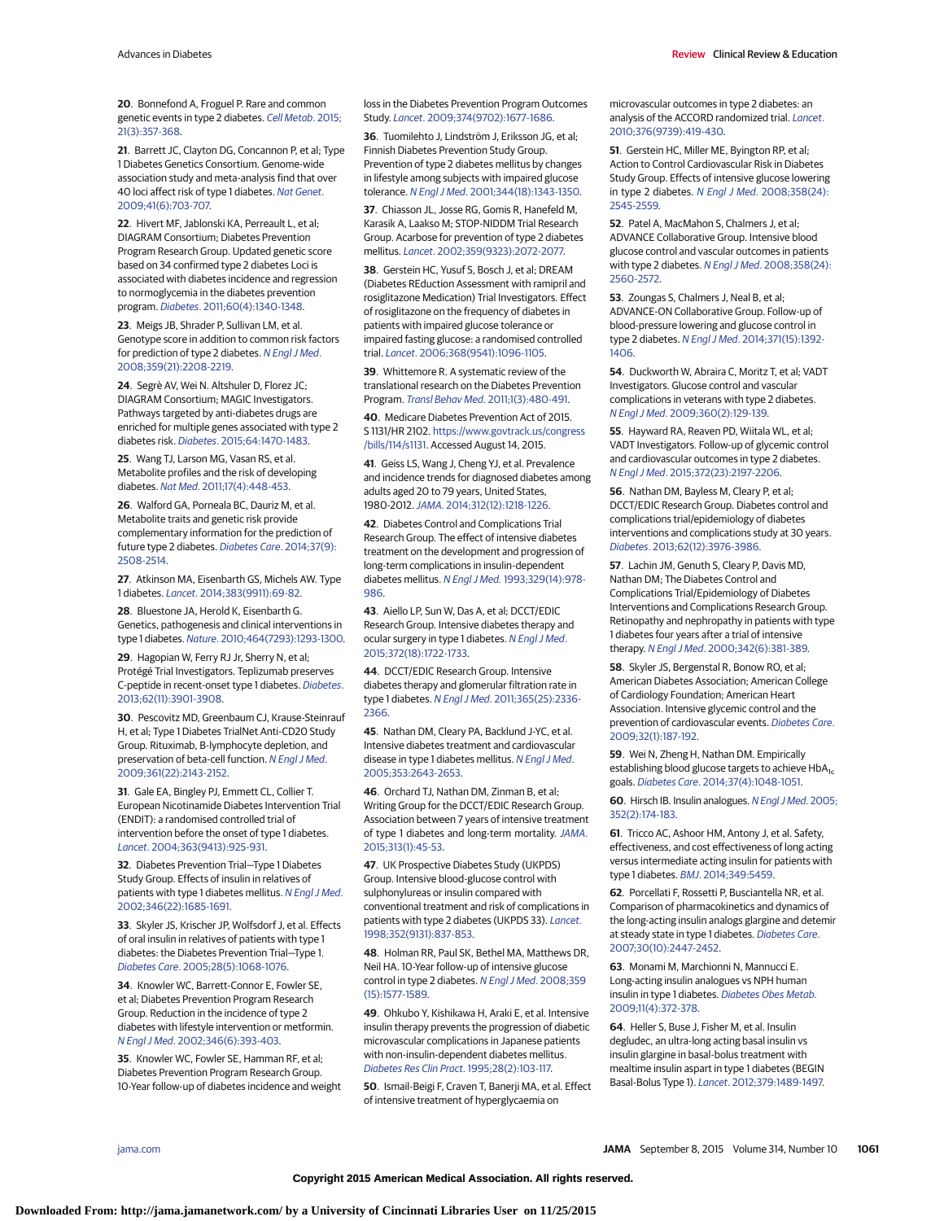20. Bonnefond A, Froguel P. Rare and common genetic events in type 2 diabetes. *Cell Metab*. 2015;21(3):357-368.

21. Barrett JC, Clayton DG, Concannon P, et al; Type 1 Diabetes Genetics Consortium. Genome-wide association study and meta-analysis find that over 40 loci affect risk of type 1 diabetes. *Nat Genet*. 2009;41(6):703-707.

22. Hivert MF, Jablonski KA, Perreault L, et al; DIAGRAM Consortium; Diabetes Prevention Program Research Group. Updated genetic score based on 34 confirmed type 2 diabetes Loci is associated with diabetes incidence and regression to normoglycemia in the diabetes prevention program. *Diabetes*. 2011;60(4):1340-1348.

23. Meigs JB, Shrader P, Sullivan LM, et al. Genotype score in addition to common risk factors for prediction of type 2 diabetes. *N Engl J Med*. 2008;359(21):2208-2219.

24. Segrè AV, Wei N. Altshuler D, Florez JC; DIAGRAM Consortium; MAGIC Investigators. Pathways targeted by anti-diabetes drugs are enriched for multiple genes associated with type 2 diabetes risk. *Diabetes*. 2015;64:1470-1483.

25. Wang TJ, Larson MG, Vasan RS, et al. Metabolite profiles and the risk of developing diabetes. *Nat Med*. 2011;17(4):448-453.

26. Walford GA, Porneala BC, Dauriz M, et al. Metabolite traits and genetic risk provide complementary information for the prediction of future type 2 diabetes. *Diabetes Care*. 2014;37(9):2508-2514.

27. Atkinson MA, Eisenbarth GS, Michels AW. Type 1 diabetes. *Lancet*. 2014;383(9911):69-82.

28. Bluestone JA, Herold K, Eisenbarth G. Genetics, pathogenesis and clinical interventions in type 1 diabetes. *Nature*. 2010;464(7293):1293-1300.

29. Hagopian W, Ferry RJ Jr, Sherry N, et al; Protégé Trial Investigators. Teplizumab preserves C-peptide in recent-onset type 1 diabetes. *Diabetes*. 2013;62(11):3901-3908.

30. Pescovitz MD, Greenbaum CJ, Krause-Steinrauf H, et al; Type 1 Diabetes TrialNet Anti-CD20 Study Group. Rituximab, B-lymphocyte depletion, and preservation of beta-cell function. *N Engl J Med*. 2009;361(22):2143-2152.

31. Gale EA, Bingley PJ, Emmett CL, Collier T. European Nicotinamide Diabetes Intervention Trial (ENDIT): a randomised controlled trial of intervention before the onset of type 1 diabetes. *Lancet*. 2004;363(9413):925-931.

32. Diabetes Prevention Trial—Type 1 Diabetes Study Group. Effects of insulin in relatives of patients with type 1 diabetes mellitus. *N Engl J Med*. 2002;346(22):1685-1691.

33. Skyler JS, Krischer JP, Wolfsdorf J, et al. Effects of oral insulin in relatives of patients with type 1 diabetes: the Diabetes Prevention Trial—Type 1. *Diabetes Care*. 2005;28(5):1068-1076.

34. Knowler WC, Barrett-Connor E, Fowler SE, et al; Diabetes Prevention Program Research Group. Reduction in the incidence of type 2 diabetes with lifestyle intervention or metformin. *N Engl J Med*. 2002;346(6):393-403.

35. Knowler WC, Fowler SE, Hamman RF, et al; Diabetes Prevention Program Research Group. 10-Year follow-up of diabetes incidence and weight loss in the Diabetes Prevention Program Outcomes Study. *Lancet*. 2009;374(9702):1677-1686.

36. Tuomilehto J, Lindström J, Eriksson JG, et al; Finnish Diabetes Prevention Study Group. Prevention of type 2 diabetes mellitus by changes in lifestyle among subjects with impaired glucose tolerance. *N Engl J Med*. 2001;344(18):1343-1350.

37. Chiasson JL, Josse RG, Gomis R, Hanefeld M, Karasik A, Laakso M; STOP-NIDDM Trial Research Group. Acarbose for prevention of type 2 diabetes mellitus. *Lancet*. 2002;359(9323):2072-2077.

38. Gerstein HC, Yusuf S, Bosch J, et al; DREAM (Diabetes REduction Assessment with ramipril and rosiglitazone Medication) Trial Investigators. Effect of rosiglitazone on the frequency of diabetes in patients with impaired glucose tolerance or impaired fasting glucose: a randomised controlled trial. *Lancet*. 2006;368(9541):1096-1105.

39. Whittemore R. A systematic review of the translational research on the Diabetes Prevention Program. *Transl Behav Med*. 2011;1(3):480-491.

40. Medicare Diabetes Prevention Act of 2015. S 1131/HR 2102. https://www.govtrack.us/congress/bills/114/s1131. Accessed August 14, 2015.

41. Geiss LS, Wang J, Cheng YJ, et al. Prevalence and incidence trends for diagnosed diabetes among adults aged 20 to 79 years, United States, 1980-2012. *JAMA*. 2014;312(12):1218-1226.

42. Diabetes Control and Complications Trial Research Group. The effect of intensive diabetes treatment on the development and progression of long-term complications in insulin-dependent diabetes mellitus. *N Engl J Med*. 1993;329(14):978-986.

43. Aiello LP, Sun W, Das A, et al; DCCT/EDIC Research Group. Intensive diabetes therapy and ocular surgery in type 1 diabetes. *N Engl J Med*. 2015;372(18):1722-1733.

44. DCCT/EDIC Research Group. Intensive diabetes therapy and glomerular filtration rate in type 1 diabetes. *N Engl J Med*. 2011;365(25):2336-2366.

45. Nathan DM, Cleary PA, Backlund J-YC, et al. Intensive diabetes treatment and cardiovascular disease in type 1 diabetes mellitus. *N Engl J Med*. 2005;353:2643-2653.

46. Orchard TJ, Nathan DM, Zinman B, et al; Writing Group for the DCCT/EDIC Research Group. Association between 7 years of intensive treatment of type 1 diabetes and long-term mortality. *JAMA*. 2015;313(1):45-53.

47. UK Prospective Diabetes Study (UKPDS) Group. Intensive blood-glucose control with sulphonylureas or insulin compared with conventional treatment and risk of complications in patients with type 2 diabetes (UKPDS 33). *Lancet*. 1998;352(9131):837-853.

48. Holman RR, Paul SK, Bethel MA, Matthews DR, Neil HA. 10-Year follow-up of intensive glucose control in type 2 diabetes. *N Engl J Med*. 2008;359(15):1577-1589.

49. Ohkubo Y, Kishikawa H, Araki E, et al. Intensive insulin therapy prevents the progression of diabetic microvascular complications in Japanese patients with non-insulin-dependent diabetes mellitus. *Diabetes Res Clin Pract*. 1995;28(2):103-117.

50. Ismail-Beigi F, Craven T, Banerji MA, et al. Effect of intensive treatment of hyperglycaemia on microvascular outcomes in type 2 diabetes: an analysis of the ACCORD randomized trial. *Lancet*. 2010;376(9739):419-430.

51. Gerstein HC, Miller ME, Byington RP, et al; Action to Control Cardiovascular Risk in Diabetes Study Group. Effects of intensive glucose lowering in type 2 diabetes. *N Engl J Med*. 2008;358(24):2545-2559.

52. Patel A, MacMahon S, Chalmers J, et al; ADVANCE Collaborative Group. Intensive blood glucose control and vascular outcomes in patients with type 2 diabetes. *N Engl J Med*. 2008;358(24):2560-2572.

53. Zoungas S, Chalmers J, Neal B, et al; ADVANCE-ON Collaborative Group. Follow-up of blood-pressure lowering and glucose control in type 2 diabetes. *N Engl J Med*. 2014;371(15):1392-1406.

54. Duckworth W, Abraira C, Moritz T, et al; VADT Investigators. Glucose control and vascular complications in veterans with type 2 diabetes. *N Engl J Med*. 2009;360(2):129-139.

55. Hayward RA, Reaven PD, Wiitala WL, et al; VADT Investigators. Follow-up of glycemic control and cardiovascular outcomes in type 2 diabetes. *N Engl J Med*. 2015;372(23):2197-2206.

56. Nathan DM, Bayless M, Cleary P, et al; DCCT/EDIC Research Group. Diabetes control and complications trial/epidemiology of diabetes interventions and complications study at 30 years. *Diabetes*. 2013;62(12):3976-3986.

57. Lachin JM, Genuth S, Cleary P, Davis MD, Nathan DM; The Diabetes Control and Complications Trial/Epidemiology of Diabetes Interventions and Complications Research Group. Retinopathy and nephropathy in patients with type 1 diabetes four years after a trial of intensive therapy. *N Engl J Med*. 2000;342(6):381-389.

58. Skyler JS, Bergenstal R, Bonow RO, et al; American Diabetes Association; American College of Cardiology Foundation; American Heart Association. Intensive glycemic control and the prevention of cardiovascular events. *Diabetes Care*. 2009;32(1):187-192.

59. Wei N, Zheng H, Nathan DM. Empirically establishing blood glucose targets to achieve $HbA_{1c}$ goals. *Diabetes Care*. 2014;37(4):1048-1051.

60. Hirsch IB. Insulin analogues. *N Engl J Med*. 2005;352(2):174-183.

61. Tricco AC, Ashoor HM, Antony J, et al. Safety, effectiveness, and cost effectiveness of long acting versus intermediate acting insulin for patients with type 1 diabetes. *BMJ*. 2014;349:5459.

62. Porcellati F, Rossetti P, Busciantella NR, et al. Comparison of pharmacokinetics and dynamics of the long-acting insulin analogs glargine and detemir at steady state in type 1 diabetes. *Diabetes Care*. 2007;30(10):2447-2452.

63. Monami M, Marchionni N, Mannucci E. Long-acting insulin analogues vs NPH human insulin in type 1 diabetes. *Diabetes Obes Metab*. 2009;11(4):372-378.

64. Heller S, Buse J, Fisher M, et al. Insulin degludec, an ultra-long acting basal insulin vs insulin glargine in basal-bolus treatment with mealtime insulin aspart in type 1 diabetes (BEGIN Basal-Bolus Type 1). *Lancet*. 2012;379:1489-1497.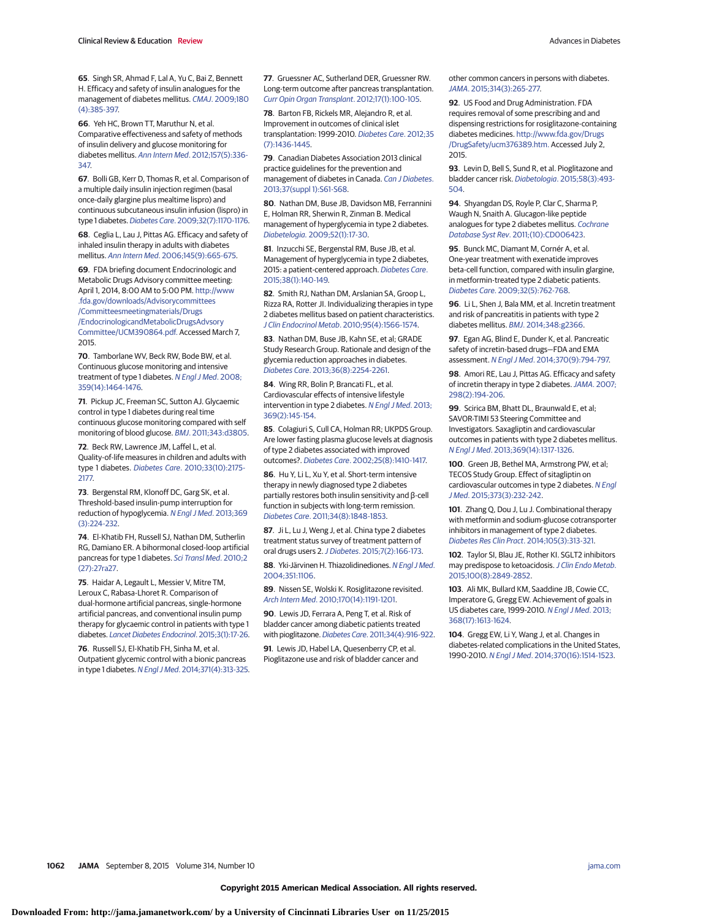65. Singh SR, Ahmad F, Lal A, Yu C, Bai Z, Bennett H. Efficacy and safety of insulin analogues for the management of diabetes mellitus. *CMAJ*. 2009;180(4):385-397.

66. Yeh HC, Brown TT, Maruthur N, et al. Comparative effectiveness and safety of methods of insulin delivery and glucose monitoring for diabetes mellitus. *Ann Intern Med*. 2012;157(5):336-347.

67. Bolli GB, Kerr D, Thomas R, et al. Comparison of a multiple daily insulin injection regimen (basal once-daily glargine plus mealtime lispro) and continuous subcutaneous insulin infusion (lispro) in type 1 diabetes. *Diabetes Care*. 2009;32(7):1170-1176.

68. Ceglia L, Lau J, Pittas AG. Efficacy and safety of inhaled insulin therapy in adults with diabetes mellitus. *Ann Intern Med*. 2006;145(9):665-675.

69. FDA briefing document Endocrinologic and Metabolic Drugs Advisory committee meeting: April 1, 2014, 8:00 AM to 5:00 PM. http://www.fda.gov/downloads/Advisorycommittees/Committeesmeetingmaterials/Drugs/EndocrinologicandMetabolicDrugsAdvsoryCommittee/UCM390864.pdf. Accessed March 7, 2015.

70. Tamborlane WV, Beck RW, Bode BW, et al. Continuous glucose monitoring and intensive treatment of type 1 diabetes. *N Engl J Med*. 2008;359(14):1464-1476.

71. Pickup JC, Freeman SC, Sutton AJ. Glycaemic control in type 1 diabetes during real time continuous glucose monitoring compared with self monitoring of blood glucose. *BMJ*. 2011;343:d3805.

72. Beck RW, Lawrence JM, Laffel L, et al. Quality-of-life measures in children and adults with type 1 diabetes. *Diabetes Care*. 2010;33(10):2175-2177.

73. Bergenstal RM, Klonoff DC, Garg SK, et al. Threshold-based insulin-pump interruption for reduction of hypoglycemia. *N Engl J Med*. 2013;369(3):224-232.

74. El-Khatib FH, Russell SJ, Nathan DM, Sutherlin RG, Damiano ER. A bihormonal closed-loop artificial pancreas for type 1 diabetes. *Sci Transl Med*. 2010;2(27):27ra27.

75. Haidar A, Legault L, Messier V, Mitre TM, Leroux C, Rabasa-Lhoret R. Comparison of dual-hormone artificial pancreas, single-hormone artificial pancreas, and conventional insulin pump therapy for glycaemic control in patients with type 1 diabetes. *Lancet Diabetes Endocrinol*. 2015;3(1):17-26.

76. Russell SJ, El-Khatib FH, Sinha M, et al. Outpatient glycemic control with a bionic pancreas in type 1 diabetes. *N Engl J Med*. 2014;371(4):313-325.

77. Gruessner AC, Sutherland DER, Gruessner RW. Long-term outcome after pancreas transplantation. *Curr Opin Organ Transplant*. 2012;17(1):100-105.

78. Barton FB, Rickels MR, Alejandro R, et al. Improvement in outcomes of clinical islet transplantation: 1999-2010. *Diabetes Care*. 2012;35(7):1436-1445.

79. Canadian Diabetes Association 2013 clinical practice guidelines for the prevention and management of diabetes in Canada. *Can J Diabetes*. 2013;37(suppl 1):S61-S68.

80. Nathan DM, Buse JB, Davidson MB, Ferrannini E, Holman RR, Sherwin R, Zinman B. Medical management of hyperglycemia in type 2 diabetes. *Diabetelogia*. 2009;52(1):17-30.

81. Inzucchi SE, Bergenstal RM, Buse JB, et al. Management of hyperglycemia in type 2 diabetes, 2015: a patient-centered approach. *Diabetes Care*. 2015;38(1):140-149.

82. Smith RJ, Nathan DM, Arslanian SA, Groop L, Rizza RA, Rotter JI. Individualizing therapies in type 2 diabetes mellitus based on patient characteristics. *J Clin Endocrinol Metab*. 2010;95(4):1566-1574.

83. Nathan DM, Buse JB, Kahn SE, et al; GRADE Study Research Group. Rationale and design of the glycemia reduction approaches in diabetes. *Diabetes Care*. 2013;36(8):2254-2261.

84. Wing RR, Bolin P, Brancati FL, et al. Cardiovascular effects of intensive lifestyle intervention in type 2 diabetes. *N Engl J Med*. 2013;369(2):145-154.

85. Colagiuri S, Cull CA, Holman RR; UKPDS Group. Are lower fasting plasma glucose levels at diagnosis of type 2 diabetes associated with improved outcomes?. *Diabetes Care*. 2002;25(8):1410-1417.

86. Hu Y, Li L, Xu Y, et al. Short-term intensive therapy in newly diagnosed type 2 diabetes partially restores both insulin sensitivity and β-cell function in subjects with long-term remission. *Diabetes Care*. 2011;34(8):1848-1853.

87. Ji L, Lu J, Weng J, et al. China type 2 diabetes treatment status survey of treatment pattern of oral drugs users 2. *J Diabetes*. 2015;7(2):166-173.

88. Yki-Järvinen H. Thiazolidinediones. *N Engl J Med*. 2004;351:1106.

89. Nissen SE, Wolski K. Rosiglitazone revisited. *Arch Intern Med*. 2010;170(14):1191-1201.

90. Lewis JD, Ferrara A, Peng T, et al. Risk of bladder cancer among diabetic patients treated with pioglitazone. *Diabetes Care*. 2011;34(4):916-922.

91. Lewis JD, Habel LA, Quesenberry CP, et al. Pioglitazone use and risk of bladder cancer and other common cancers in persons with diabetes. *JAMA*. 2015;314(3):265-277.

92. US Food and Drug Administration. FDA requires removal of some prescribing and and dispensing restrictions for rosiglitazone-containing diabetes medicines. http://www.fda.gov/Drugs/DrugSafety/ucm376389.htm. Accessed July 2, 2015.

93. Levin D, Bell S, Sund R, et al. Pioglitazone and bladder cancer risk. *Diabetologia*. 2015;58(3):493-504.

94. Shyangdan DS, Royle P, Clar C, Sharma P, Waugh N, Snaith A. Glucagon-like peptide analogues for type 2 diabetes mellitus. *Cochrane Database Syst Rev*. 2011;(10):CD006423.

95. Bunck MC, Diamant M, Cornér A, et al. One-year treatment with exenatide improves beta-cell function, compared with insulin glargine, in metformin-treated type 2 diabetic patients. *Diabetes Care*. 2009;32(5):762-768.

96. Li L, Shen J, Bala MM, et al. Incretin treatment and risk of pancreatitis in patients with type 2 diabetes mellitus. *BMJ*. 2014;348:g2366.

97. Egan AG, Blind E, Dunder K, et al. Pancreatic safety of incretin-based drugs—FDA and EMA assessment. *N Engl J Med*. 2014;370(9):794-797.

98. Amori RE, Lau J, Pittas AG. Efficacy and safety of incretin therapy in type 2 diabetes. *JAMA*. 2007;298(2):194-206.

99. Scirica BM, Bhatt DL, Braunwald E, et al; SAVOR-TIMI 53 Steering Committee and Investigators. Saxagliptin and cardiovascular outcomes in patients with type 2 diabetes mellitus. *N Engl J Med*. 2013;369(14):1317-1326.

100. Green JB, Bethel MA, Armstrong PW, et al; TECOS Study Group. Effect of sitagliptin on cardiovascular outcomes in type 2 diabetes. *N Engl J Med*. 2015;373(3):232-242.

101. Zhang Q, Dou J, Lu J. Combinational therapy with metformin and sodium-glucose cotransporter inhibitors in management of type 2 diabetes. *Diabetes Res Clin Pract*. 2014;105(3):313-321.

102. Taylor SI, Blau JE, Rother KI. SGLT2 inhibitors may predispose to ketoacidosis. *J Clin Endo Metab*. 2015;100(8):2849-2852.

103. Ali MK, Bullard KM, Saaddine JB, Cowie CC, Imperatore G, Gregg EW. Achievement of goals in US diabetes care, 1999-2010. *N Engl J Med*. 2013;368(17):1613-1624.

104. Gregg EW, Li Y, Wang J, et al. Changes in diabetes-related complications in the United States, 1990-2010. *N Engl J Med*. 2014;370(16):1514-1523.